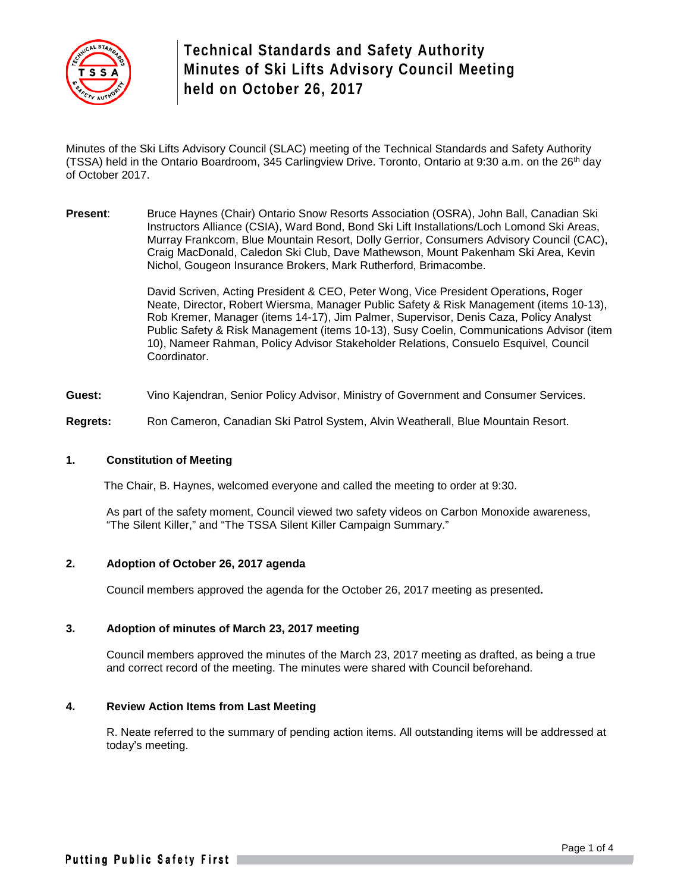# Technical Standards and Safety Authority Minutes of Ski Lifts Advisory Council Meeting held on October 26, 2017

Minutes of the Ski Lifts Advisory Council (SLAC) meeting of the Technical Standards and Safety Authority (TSSA) held in the Ontario Boardroom, 345 Carlingview Drive. Toronto, Ontario at 9:30 a.m. on the 26th day of October 2017.

**Present**: Bruce Haynes (Chair) Ontario Snow Resorts Association (OSRA), John Ball, Canadian Ski Instructors Alliance (CSIA), Ward Bond, Bond Ski Lift Installations/Loch Lomond Ski Areas, Murray Frankcom, Blue Mountain Resort, Dolly Gerrior, Consumers Advisory Council (CAC), Craig MacDonald, Caledon Ski Club, Dave Mathewson, Mount Pakenham Ski Area, Kevin Nichol, Gougeon Insurance Brokers, Mark Rutherford, Brimacombe.

David Scriven, Acting President & CEO, Peter Wong, Vice President Operations, Roger Neate, Director, Robert Wiersma, Manager Public Safety & Risk Management (items 10-13), Rob Kremer, Manager (items 14-17), Jim Palmer, Supervisor, Denis Caza, Policy Analyst Public Safety & Risk Management (items 10-13), Susy Coelin, Communications Advisor (item 10), Nameer Rahman, Policy Advisor Stakeholder Relations, Consuelo Esquivel, Council Coordinator.

**Guest:** Vino Kajendran, Senior Policy Advisor, Ministry of Government and Consumer Services.

**Regrets:** Ron Cameron, Canadian Ski Patrol System, Alvin Weatherall, Blue Mountain Resort.

### 1. Constitution of Meeting

The Chair, B. Haynes, welcomed everyone and called the meeting to order at 9:30.

As part of the safety moment, Council viewed two safety videos on Carbon Monoxide awareness, "The Silent Killer," and "The TSSA Silent Killer Campaign Summary."

### 2. Adoption of October 26, 2017 agenda

Council members approved the agenda for the October 26, 2017 meeting as presented**.**

### 3. Adoption of minutes of March 23, 2017 meeting

Council members approved the minutes of the March 23, 2017 meeting as drafted, as being a true and correct record of the meeting. The minutes were shared with Council beforehand.

### 4. Review Action Items from Last Meeting

R. Neate referred to the summary of pending action items. All outstanding items will be addressed at today's meeting.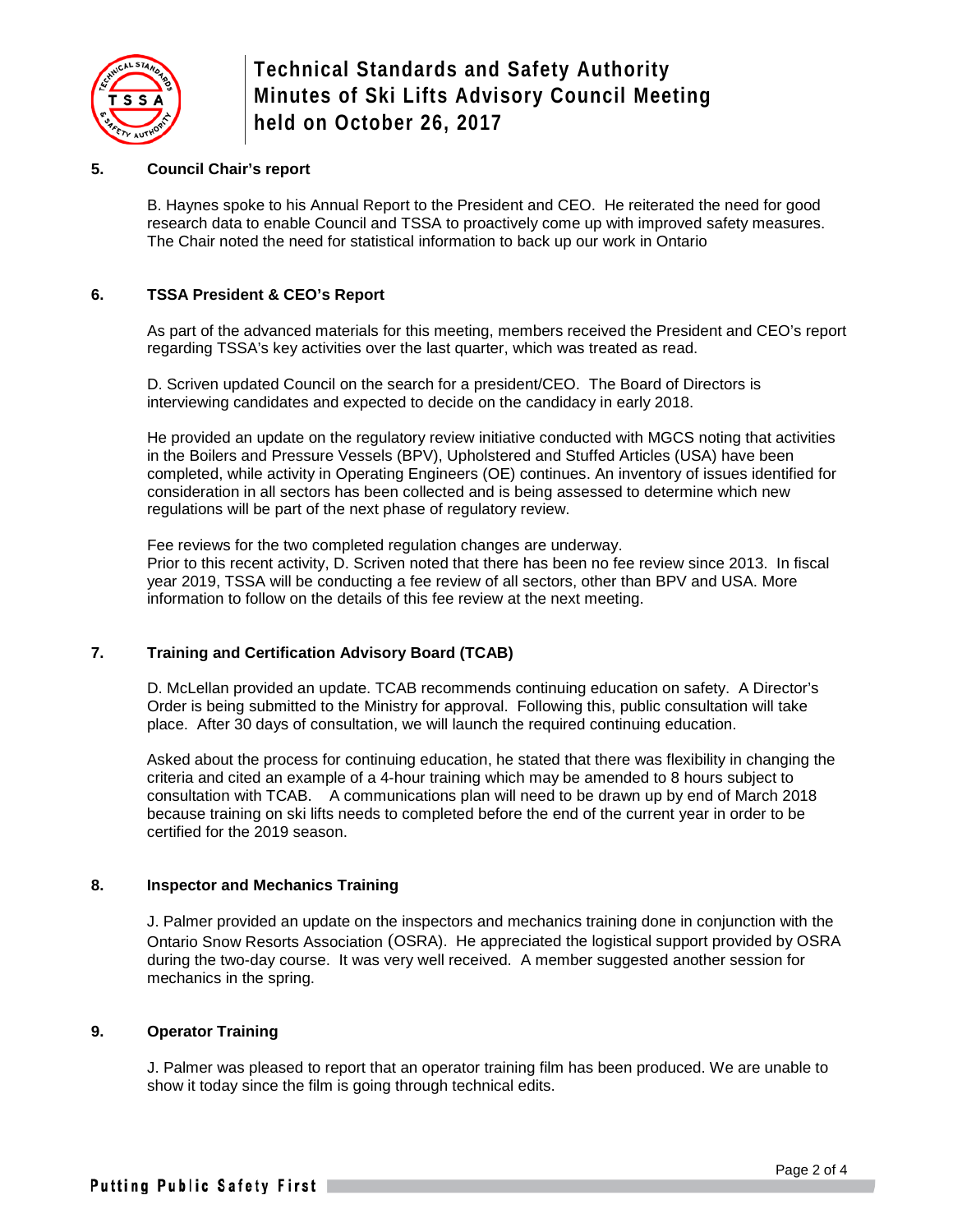### 5. Council Chair's report

B. Haynes spoke to his Annual Report to the President and CEO. He reiterated the need for good research data to enable Council and TSSA to proactively come up with improved safety measures. The Chair noted the need for statistical information to back up our work in Ontario

### 6. TSSA President & CEO's Report

As part of the advanced materials for this meeting, members received the President and CEO's report regarding TSSA's key activities over the last quarter, which was treated as read.

D. Scriven updated Council on the search for a president/CEO. The Board of Directors is interviewing candidates and expected to decide on the candidacy in early 2018.

He provided an update on the regulatory review initiative conducted with MGCS noting that activities in the Boilers and Pressure Vessels (BPV), Upholstered and Stuffed Articles (USA) have been completed, while activity in Operating Engineers (OE) continues. An inventory of issues identified for consideration in all sectors has been collected and is being assessed to determine which new regulations will be part of the next phase of regulatory review.

Fee reviews for the two completed regulation changes are underway.
Prior to this recent activity, D. Scriven noted that there has been no fee review since 2013. In fiscal year 2019, TSSA will be conducting a fee review of all sectors, other than BPV and USA. More information to follow on the details of this fee review at the next meeting.

### 7. Training and Certification Advisory Board (TCAB)

D. McLellan provided an update. TCAB recommends continuing education on safety. A Director's Order is being submitted to the Ministry for approval. Following this, public consultation will take place. After 30 days of consultation, we will launch the required continuing education.

Asked about the process for continuing education, he stated that there was flexibility in changing the criteria and cited an example of a 4-hour training which may be amended to 8 hours subject to consultation with TCAB. A communications plan will need to be drawn up by end of March 2018 because training on ski lifts needs to completed before the end of the current year in order to be certified for the 2019 season.

### 8. Inspector and Mechanics Training

J. Palmer provided an update on the inspectors and mechanics training done in conjunction with the Ontario Snow Resorts Association (OSRA). He appreciated the logistical support provided by OSRA during the two-day course. It was very well received. A member suggested another session for mechanics in the spring.

### 9. Operator Training

J. Palmer was pleased to report that an operator training film has been produced. We are unable to show it today since the film is going through technical edits.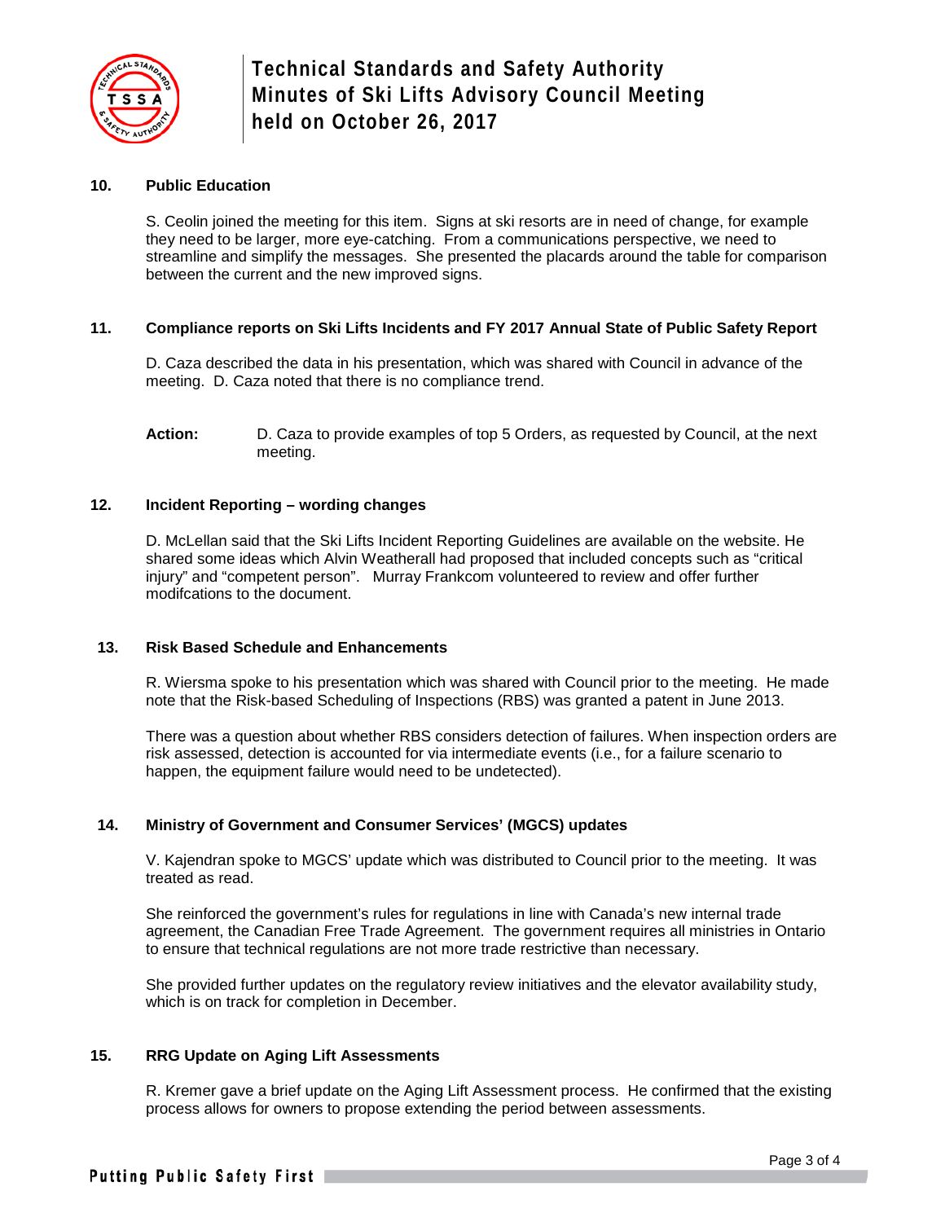## 10. Public Education

S. Ceolin joined the meeting for this item. Signs at ski resorts are in need of change, for example they need to be larger, more eye-catching. From a communications perspective, we need to streamline and simplify the messages. She presented the placards around the table for comparison between the current and the new improved signs.

## 11. Compliance reports on Ski Lifts Incidents and FY 2017 Annual State of Public Safety Report

D. Caza described the data in his presentation, which was shared with Council in advance of the meeting. D. Caza noted that there is no compliance trend.

**Action:** D. Caza to provide examples of top 5 Orders, as requested by Council, at the next meeting.

## 12. Incident Reporting – wording changes

D. McLellan said that the Ski Lifts Incident Reporting Guidelines are available on the website. He shared some ideas which Alvin Weatherall had proposed that included concepts such as "critical injury" and "competent person". Murray Frankcom volunteered to review and offer further modifcations to the document.

## 13. Risk Based Schedule and Enhancements

R. Wiersma spoke to his presentation which was shared with Council prior to the meeting. He made note that the Risk-based Scheduling of Inspections (RBS) was granted a patent in June 2013.

There was a question about whether RBS considers detection of failures. When inspection orders are risk assessed, detection is accounted for via intermediate events (i.e., for a failure scenario to happen, the equipment failure would need to be undetected).

## 14. Ministry of Government and Consumer Services' (MGCS) updates

V. Kajendran spoke to MGCS' update which was distributed to Council prior to the meeting. It was treated as read.

She reinforced the government's rules for regulations in line with Canada's new internal trade agreement, the Canadian Free Trade Agreement. The government requires all ministries in Ontario to ensure that technical regulations are not more trade restrictive than necessary.

She provided further updates on the regulatory review initiatives and the elevator availability study, which is on track for completion in December.

## 15. RRG Update on Aging Lift Assessments

R. Kremer gave a brief update on the Aging Lift Assessment process. He confirmed that the existing process allows for owners to propose extending the period between assessments.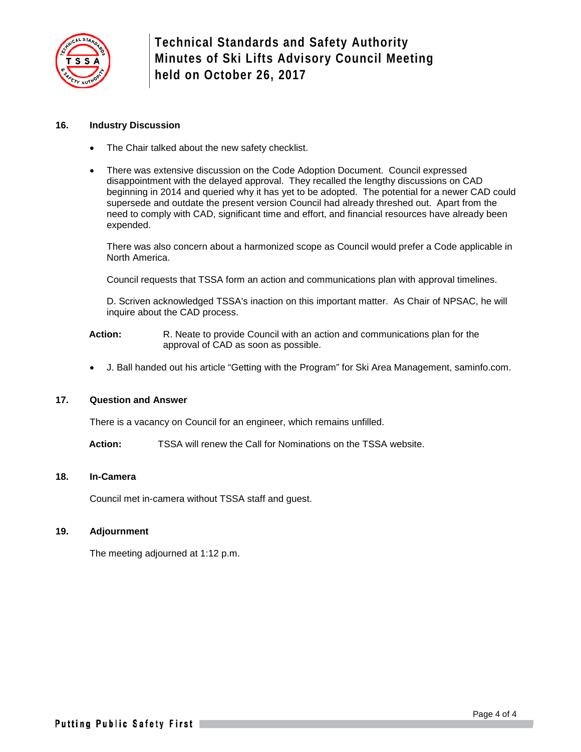## 16. Industry Discussion

- The Chair talked about the new safety checklist.

- There was extensive discussion on the Code Adoption Document. Council expressed disappointment with the delayed approval. They recalled the lengthy discussions on CAD beginning in 2014 and queried why it has yet to be adopted. The potential for a newer CAD could supersede and outdate the present version Council had already threshed out. Apart from the need to comply with CAD, significant time and effort, and financial resources have already been expended.

  There was also concern about a harmonized scope as Council would prefer a Code applicable in North America.

  Council requests that TSSA form an action and communications plan with approval timelines.

  D. Scriven acknowledged TSSA's inaction on this important matter. As Chair of NPSAC, he will inquire about the CAD process.

**Action:** R. Neate to provide Council with an action and communications plan for the approval of CAD as soon as possible.

- J. Ball handed out his article "Getting with the Program" for Ski Area Management, saminfo.com.

## 17. Question and Answer

There is a vacancy on Council for an engineer, which remains unfilled.

**Action:** TSSA will renew the Call for Nominations on the TSSA website.

## 18. In-Camera

Council met in-camera without TSSA staff and guest.

## 19. Adjournment

The meeting adjourned at 1:12 p.m.